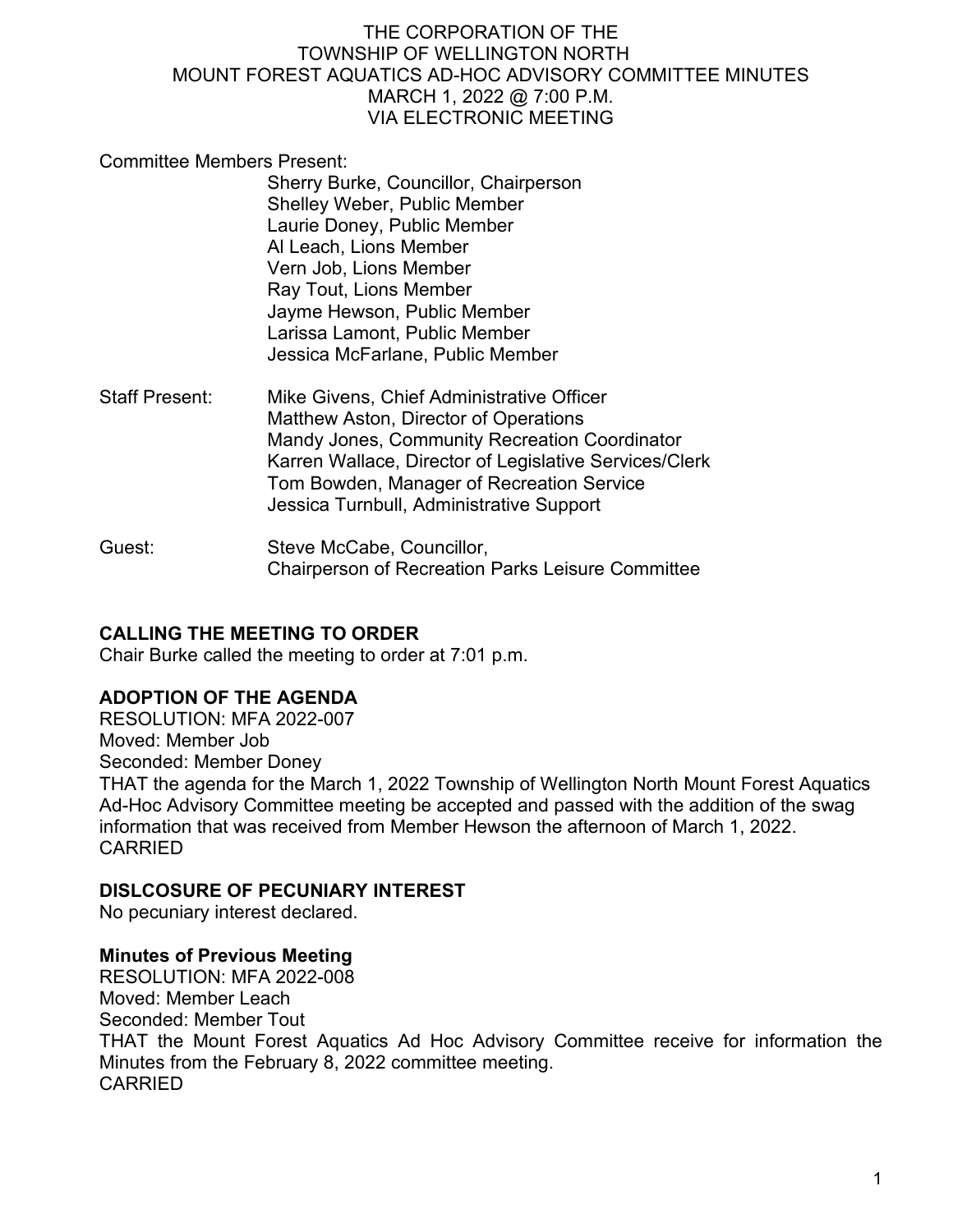# THE CORPORATION OF THE TOWNSHIP OF WELLINGTON NORTH MOUNT FOREST AQUATICS AD-HOC ADVISORY COMMITTEE MINUTES MARCH 1, 2022 @ 7:00 P.M. VIA ELECTRONIC MEETING

Committee Members Present:

- Sherry Burke, Councillor, Chairperson
- Shelley Weber, Public Member
- Laurie Doney, Public Member
- Al Leach, Lions Member
- Vern Job, Lions Member
- Ray Tout, Lions Member
- Jayme Hewson, Public Member
- Larissa Lamont, Public Member
- Jessica McFarlane, Public Member

Staff Present:

- Mike Givens, Chief Administrative Officer
- Matthew Aston, Director of Operations
- Mandy Jones, Community Recreation Coordinator
- Karren Wallace, Director of Legislative Services/Clerk
- Tom Bowden, Manager of Recreation Service
- Jessica Turnbull, Administrative Support

Guest:

- Steve McCabe, Councillor, Chairperson of Recreation Parks Leisure Committee

## CALLING THE MEETING TO ORDER

Chair Burke called the meeting to order at 7:01 p.m.

## ADOPTION OF THE AGENDA

RESOLUTION: MFA 2022-007
Moved: Member Job
Seconded: Member Doney
THAT the agenda for the March 1, 2022 Township of Wellington North Mount Forest Aquatics Ad-Hoc Advisory Committee meeting be accepted and passed with the addition of the swag information that was received from Member Hewson the afternoon of March 1, 2022.
CARRIED

## DISLCOSURE OF PECUNIARY INTEREST

No pecuniary interest declared.

## Minutes of Previous Meeting

RESOLUTION: MFA 2022-008
Moved: Member Leach
Seconded: Member Tout
THAT the Mount Forest Aquatics Ad Hoc Advisory Committee receive for information the Minutes from the February 8, 2022 committee meeting.
CARRIED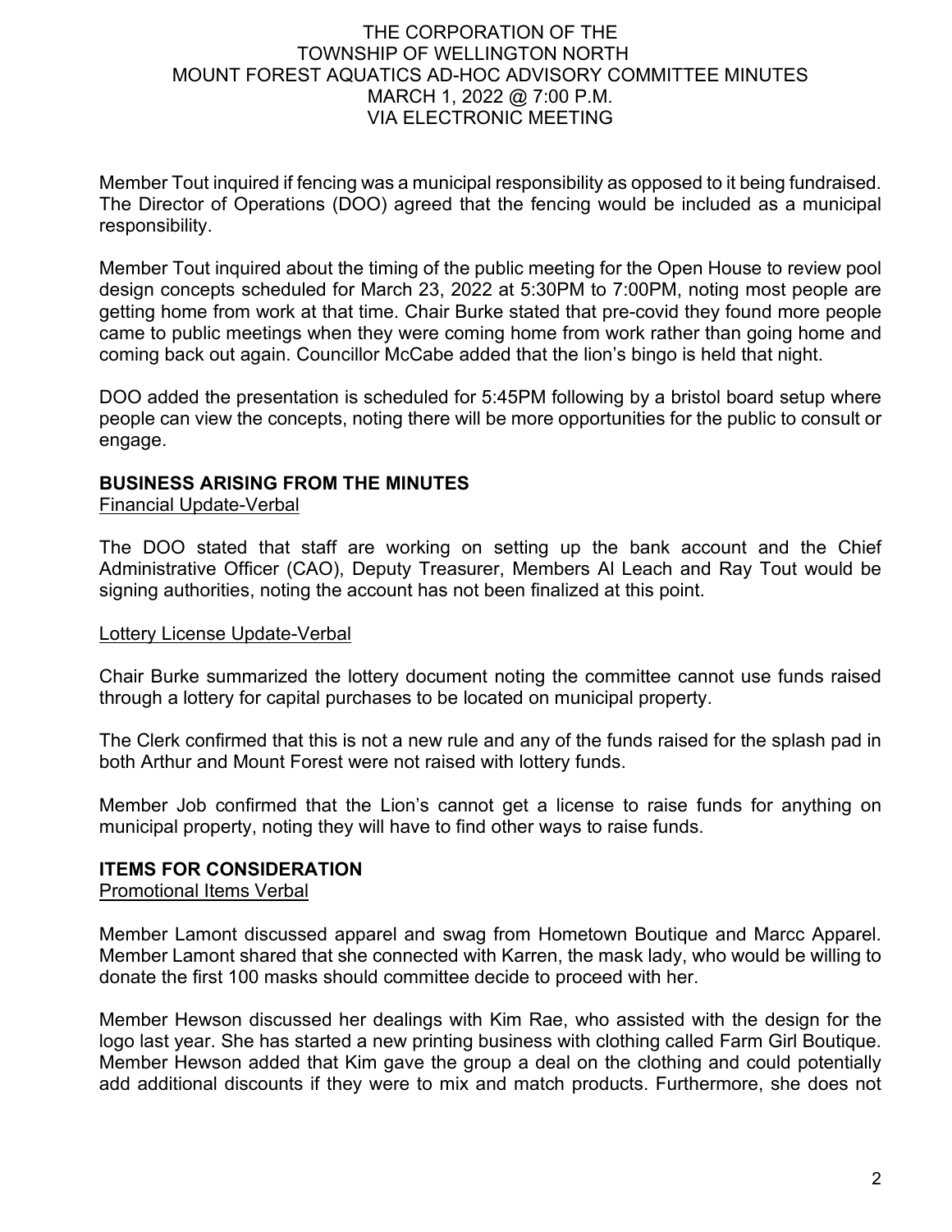Member Tout inquired if fencing was a municipal responsibility as opposed to it being fundraised. The Director of Operations (DOO) agreed that the fencing would be included as a municipal responsibility.

Member Tout inquired about the timing of the public meeting for the Open House to review pool design concepts scheduled for March 23, 2022 at 5:30PM to 7:00PM, noting most people are getting home from work at that time. Chair Burke stated that pre-covid they found more people came to public meetings when they were coming home from work rather than going home and coming back out again. Councillor McCabe added that the lion's bingo is held that night.

DOO added the presentation is scheduled for 5:45PM following by a bristol board setup where people can view the concepts, noting there will be more opportunities for the public to consult or engage.

## BUSINESS ARISING FROM THE MINUTES

Financial Update-Verbal

The DOO stated that staff are working on setting up the bank account and the Chief Administrative Officer (CAO), Deputy Treasurer, Members Al Leach and Ray Tout would be signing authorities, noting the account has not been finalized at this point.

Lottery License Update-Verbal

Chair Burke summarized the lottery document noting the committee cannot use funds raised through a lottery for capital purchases to be located on municipal property.

The Clerk confirmed that this is not a new rule and any of the funds raised for the splash pad in both Arthur and Mount Forest were not raised with lottery funds.

Member Job confirmed that the Lion's cannot get a license to raise funds for anything on municipal property, noting they will have to find other ways to raise funds.

## ITEMS FOR CONSIDERATION

Promotional Items Verbal

Member Lamont discussed apparel and swag from Hometown Boutique and Marcc Apparel. Member Lamont shared that she connected with Karren, the mask lady, who would be willing to donate the first 100 masks should committee decide to proceed with her.

Member Hewson discussed her dealings with Kim Rae, who assisted with the design for the logo last year. She has started a new printing business with clothing called Farm Girl Boutique. Member Hewson added that Kim gave the group a deal on the clothing and could potentially add additional discounts if they were to mix and match products. Furthermore, she does not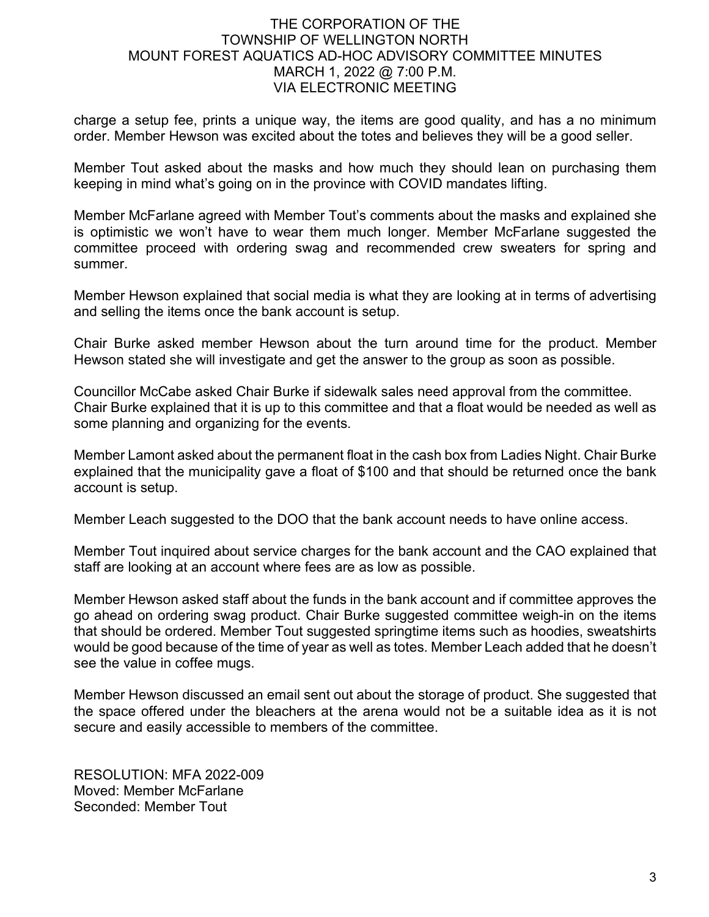charge a setup fee, prints a unique way, the items are good quality, and has a no minimum order. Member Hewson was excited about the totes and believes they will be a good seller.

Member Tout asked about the masks and how much they should lean on purchasing them keeping in mind what's going on in the province with COVID mandates lifting.

Member McFarlane agreed with Member Tout's comments about the masks and explained she is optimistic we won't have to wear them much longer. Member McFarlane suggested the committee proceed with ordering swag and recommended crew sweaters for spring and summer.

Member Hewson explained that social media is what they are looking at in terms of advertising and selling the items once the bank account is setup.

Chair Burke asked member Hewson about the turn around time for the product. Member Hewson stated she will investigate and get the answer to the group as soon as possible.

Councillor McCabe asked Chair Burke if sidewalk sales need approval from the committee. Chair Burke explained that it is up to this committee and that a float would be needed as well as some planning and organizing for the events.

Member Lamont asked about the permanent float in the cash box from Ladies Night. Chair Burke explained that the municipality gave a float of $100 and that should be returned once the bank account is setup.

Member Leach suggested to the DOO that the bank account needs to have online access.

Member Tout inquired about service charges for the bank account and the CAO explained that staff are looking at an account where fees are as low as possible.

Member Hewson asked staff about the funds in the bank account and if committee approves the go ahead on ordering swag product. Chair Burke suggested committee weigh-in on the items that should be ordered. Member Tout suggested springtime items such as hoodies, sweatshirts would be good because of the time of year as well as totes. Member Leach added that he doesn't see the value in coffee mugs.

Member Hewson discussed an email sent out about the storage of product. She suggested that the space offered under the bleachers at the arena would not be a suitable idea as it is not secure and easily accessible to members of the committee.

RESOLUTION: MFA 2022-009
Moved: Member McFarlane
Seconded: Member Tout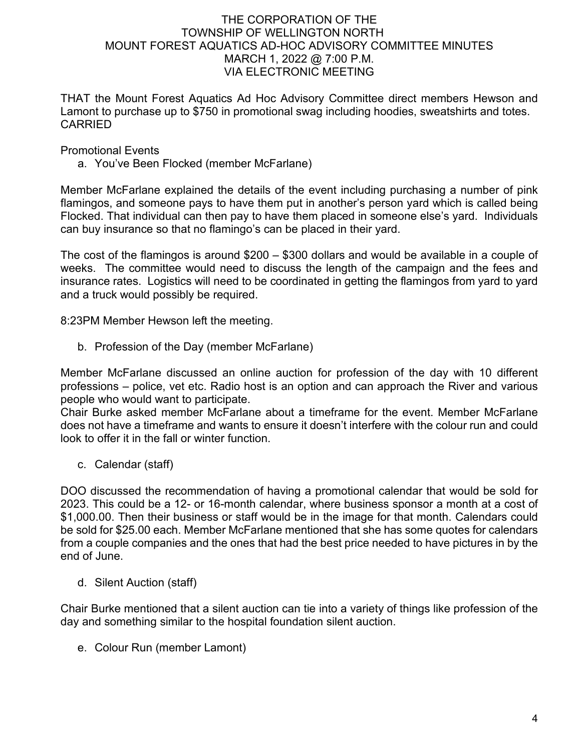THE CORPORATION OF THE
TOWNSHIP OF WELLINGTON NORTH
MOUNT FOREST AQUATICS AD-HOC ADVISORY COMMITTEE MINUTES
MARCH 1, 2022 @ 7:00 P.M.
VIA ELECTRONIC MEETING

THAT the Mount Forest Aquatics Ad Hoc Advisory Committee direct members Hewson and Lamont to purchase up to $750 in promotional swag including hoodies, sweatshirts and totes.
CARRIED

Promotional Events

a. You've Been Flocked (member McFarlane)

Member McFarlane explained the details of the event including purchasing a number of pink flamingos, and someone pays to have them put in another's person yard which is called being Flocked. That individual can then pay to have them placed in someone else's yard. Individuals can buy insurance so that no flamingo's can be placed in their yard.

The cost of the flamingos is around $200 – $300 dollars and would be available in a couple of weeks. The committee would need to discuss the length of the campaign and the fees and insurance rates. Logistics will need to be coordinated in getting the flamingos from yard to yard and a truck would possibly be required.

8:23PM Member Hewson left the meeting.

b. Profession of the Day (member McFarlane)

Member McFarlane discussed an online auction for profession of the day with 10 different professions – police, vet etc. Radio host is an option and can approach the River and various people who would want to participate.
Chair Burke asked member McFarlane about a timeframe for the event. Member McFarlane does not have a timeframe and wants to ensure it doesn't interfere with the colour run and could look to offer it in the fall or winter function.

c. Calendar (staff)

DOO discussed the recommendation of having a promotional calendar that would be sold for 2023. This could be a 12- or 16-month calendar, where business sponsor a month at a cost of $1,000.00. Then their business or staff would be in the image for that month. Calendars could be sold for $25.00 each. Member McFarlane mentioned that she has some quotes for calendars from a couple companies and the ones that had the best price needed to have pictures in by the end of June.

d. Silent Auction (staff)

Chair Burke mentioned that a silent auction can tie into a variety of things like profession of the day and something similar to the hospital foundation silent auction.

e. Colour Run (member Lamont)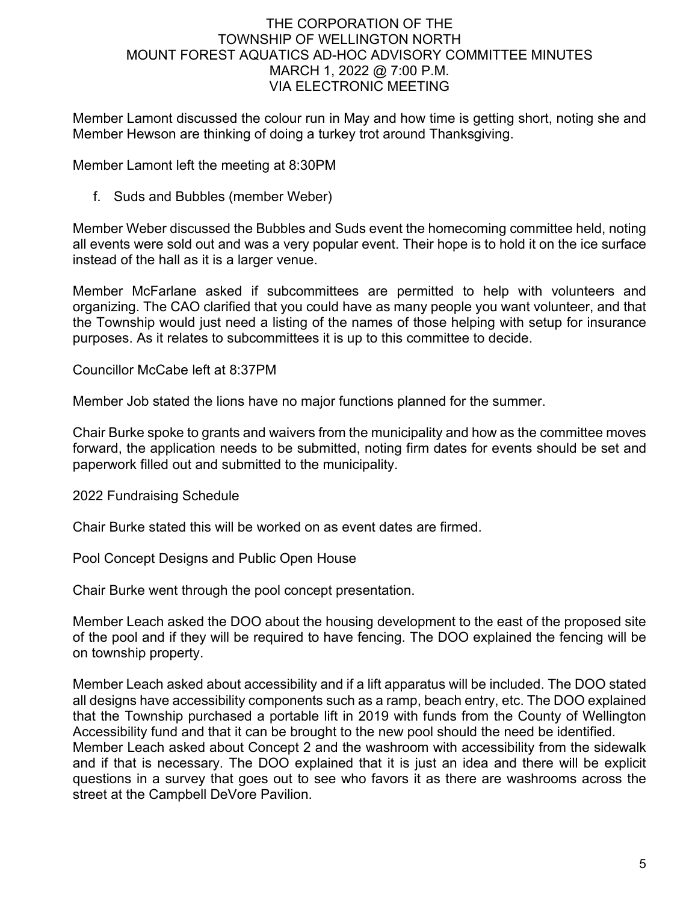Member Lamont discussed the colour run in May and how time is getting short, noting she and Member Hewson are thinking of doing a turkey trot around Thanksgiving.

Member Lamont left the meeting at 8:30PM

f. Suds and Bubbles (member Weber)

Member Weber discussed the Bubbles and Suds event the homecoming committee held, noting all events were sold out and was a very popular event. Their hope is to hold it on the ice surface instead of the hall as it is a larger venue.

Member McFarlane asked if subcommittees are permitted to help with volunteers and organizing. The CAO clarified that you could have as many people you want volunteer, and that the Township would just need a listing of the names of those helping with setup for insurance purposes. As it relates to subcommittees it is up to this committee to decide.

Councillor McCabe left at 8:37PM

Member Job stated the lions have no major functions planned for the summer.

Chair Burke spoke to grants and waivers from the municipality and how as the committee moves forward, the application needs to be submitted, noting firm dates for events should be set and paperwork filled out and submitted to the municipality.

2022 Fundraising Schedule

Chair Burke stated this will be worked on as event dates are firmed.

Pool Concept Designs and Public Open House

Chair Burke went through the pool concept presentation.

Member Leach asked the DOO about the housing development to the east of the proposed site of the pool and if they will be required to have fencing. The DOO explained the fencing will be on township property.

Member Leach asked about accessibility and if a lift apparatus will be included. The DOO stated all designs have accessibility components such as a ramp, beach entry, etc. The DOO explained that the Township purchased a portable lift in 2019 with funds from the County of Wellington Accessibility fund and that it can be brought to the new pool should the need be identified.
Member Leach asked about Concept 2 and the washroom with accessibility from the sidewalk and if that is necessary. The DOO explained that it is just an idea and there will be explicit questions in a survey that goes out to see who favors it as there are washrooms across the street at the Campbell DeVore Pavilion.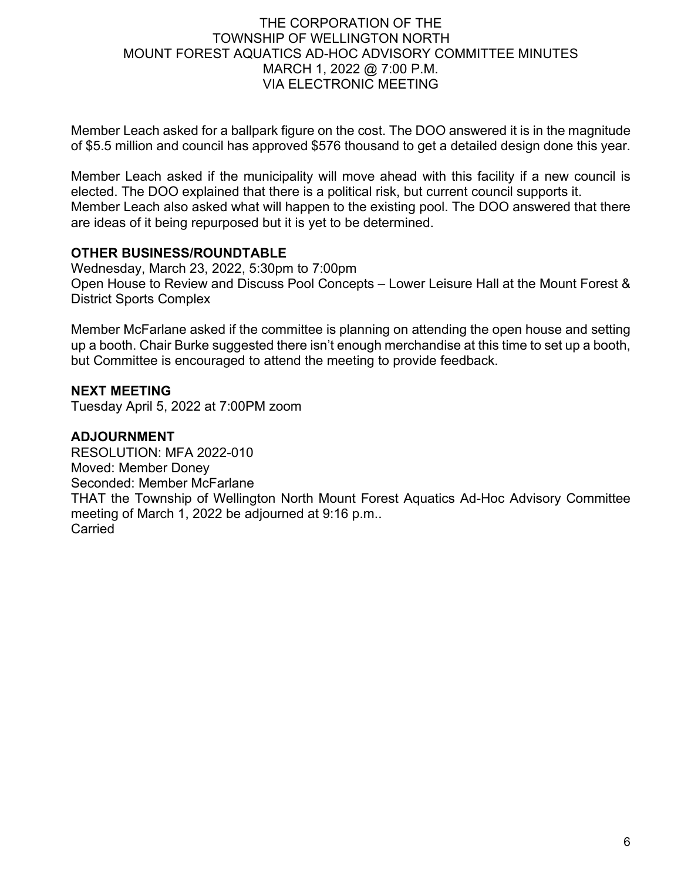Member Leach asked for a ballpark figure on the cost. The DOO answered it is in the magnitude of $5.5 million and council has approved $576 thousand to get a detailed design done this year.

Member Leach asked if the municipality will move ahead with this facility if a new council is elected. The DOO explained that there is a political risk, but current council supports it. Member Leach also asked what will happen to the existing pool. The DOO answered that there are ideas of it being repurposed but it is yet to be determined.

**OTHER BUSINESS/ROUNDTABLE**

Wednesday, March 23, 2022, 5:30pm to 7:00pm
Open House to Review and Discuss Pool Concepts – Lower Leisure Hall at the Mount Forest & District Sports Complex

Member McFarlane asked if the committee is planning on attending the open house and setting up a booth. Chair Burke suggested there isn't enough merchandise at this time to set up a booth, but Committee is encouraged to attend the meeting to provide feedback.

**NEXT MEETING**

Tuesday April 5, 2022 at 7:00PM zoom

**ADJOURNMENT**

RESOLUTION: MFA 2022-010
Moved: Member Doney
Seconded: Member McFarlane
THAT the Township of Wellington North Mount Forest Aquatics Ad-Hoc Advisory Committee meeting of March 1, 2022 be adjourned at 9:16 p.m..
Carried